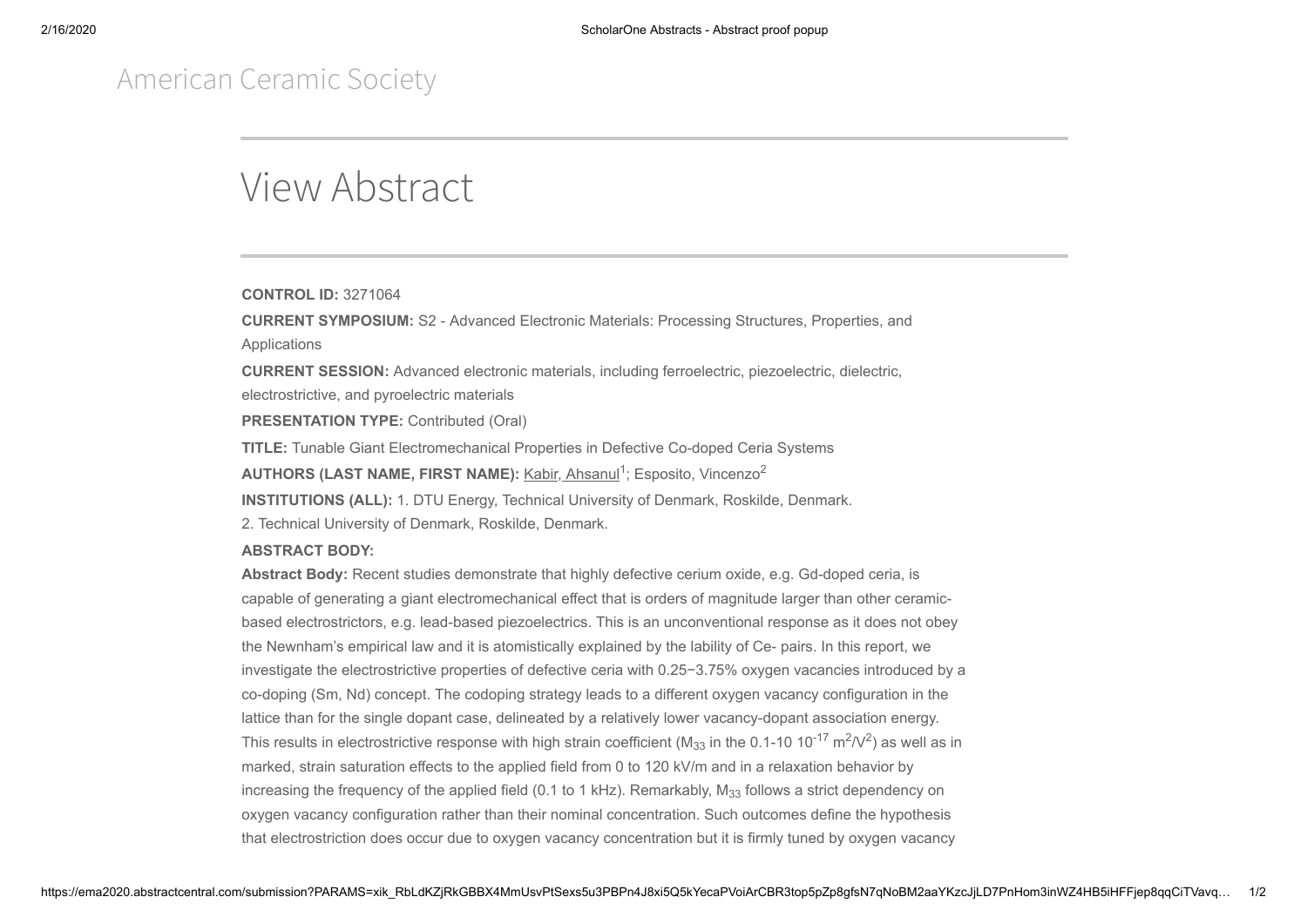American Ceramic Society

# View Abstract

**CONTROL ID:** 3271064

**CURRENT SYMPOSIUM:** S2 - Advanced Electronic Materials: Processing Structures, Properties, and Applications

**CURRENT SESSION:** Advanced electronic materials, including ferroelectric, piezoelectric, dielectric, electrostrictive, and pyroelectric materials

**PRESENTATION TYPE:** Contributed (Oral)

**TITLE:** Tunable Giant Electromechanical Properties in Defective Co-doped Ceria Systems

**AUTHORS (LAST NAME, FIRST NAME):** Kabir, Ahsanul[1]; Esposito, Vincenzo[2]

**INSTITUTIONS (ALL):** 1. DTU Energy, Technical University of Denmark, Roskilde, Denmark.
2. Technical University of Denmark, Roskilde, Denmark.

**ABSTRACT BODY:**

**Abstract Body:** Recent studies demonstrate that highly defective cerium oxide, e.g. Gd-doped ceria, is capable of generating a giant electromechanical effect that is orders of magnitude larger than other ceramic-based electrostrictors, e.g. lead-based piezoelectrics. This is an unconventional response as it does not obey the Newnham's empirical law and it is atomistically explained by the lability of Ce- pairs. In this report, we investigate the electrostrictive properties of defective ceria with 0.25−3.75% oxygen vacancies introduced by a co-doping (Sm, Nd) concept. The codoping strategy leads to a different oxygen vacancy configuration in the lattice than for the single dopant case, delineated by a relatively lower vacancy-dopant association energy. This results in electrostrictive response with high strain coefficient ($M_{33}$ in the 0.1-10 $10^{-17}$ $m^2/V^2$) as well as in marked, strain saturation effects to the applied field from 0 to 120 kV/m and in a relaxation behavior by increasing the frequency of the applied field (0.1 to 1 kHz). Remarkably, $M_{33}$ follows a strict dependency on oxygen vacancy configuration rather than their nominal concentration. Such outcomes define the hypothesis that electrostriction does occur due to oxygen vacancy concentration but it is firmly tuned by oxygen vacancy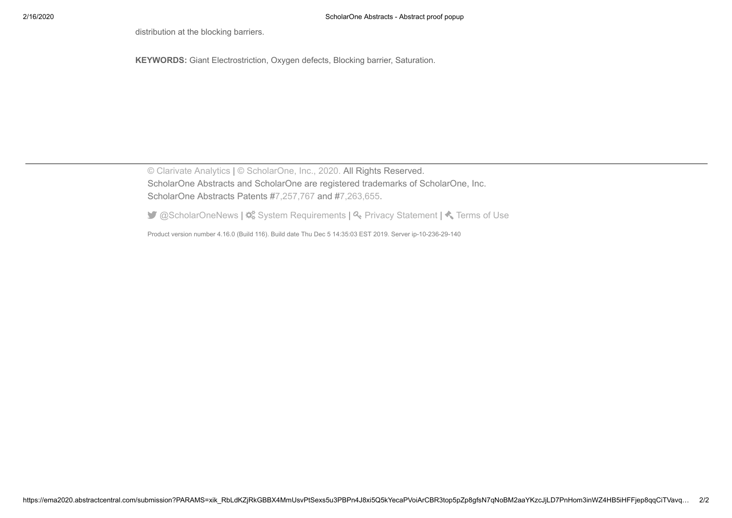distribution at the blocking barriers.

**KEYWORDS:** Giant Electrostriction, Oxygen defects, Blocking barrier, Saturation.

---

© Clarivate Analytics | © ScholarOne, Inc., 2020. All Rights Reserved.
ScholarOne Abstracts and ScholarOne are registered trademarks of ScholarOne, Inc.
ScholarOne Abstracts Patents #7,257,767 and #7,263,655.

@ScholarOneNews | System Requirements | Privacy Statement | Terms of Use

Product version number 4.16.0 (Build 116). Build date Thu Dec 5 14:35:03 EST 2019. Server ip-10-236-29-140